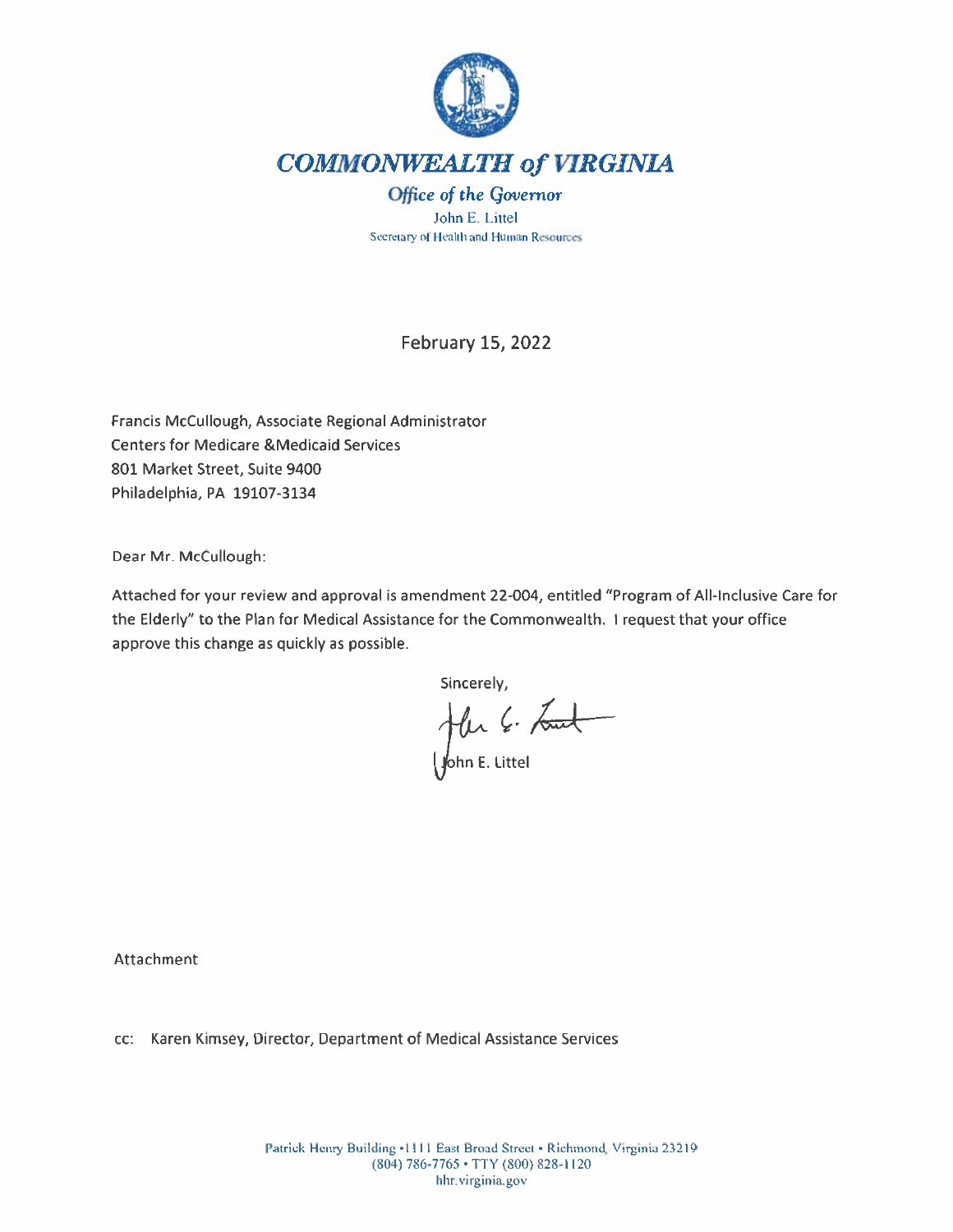# COMMONWEALTH of VIRGINIA

*Office of the Governor*

John E. Littel
Secretary of Health and Human Resources

February 15, 2022

Francis McCullough, Associate Regional Administrator
Centers for Medicare &Medicaid Services
801 Market Street, Suite 9400
Philadelphia, PA 19107-3134

Dear Mr. McCullough:

Attached for your review and approval is amendment 22-004, entitled "Program of All-Inclusive Care for the Elderly" to the Plan for Medical Assistance for the Commonwealth. I request that your office approve this change as quickly as possible.

Sincerely,

John E. Littel

Attachment

cc: Karen Kimsey, Director, Department of Medical Assistance Services

Patrick Henry Building • 1111 East Broad Street • Richmond, Virginia 23219
(804) 786-7765 • TTY (800) 828-1120
hhr.virginia.gov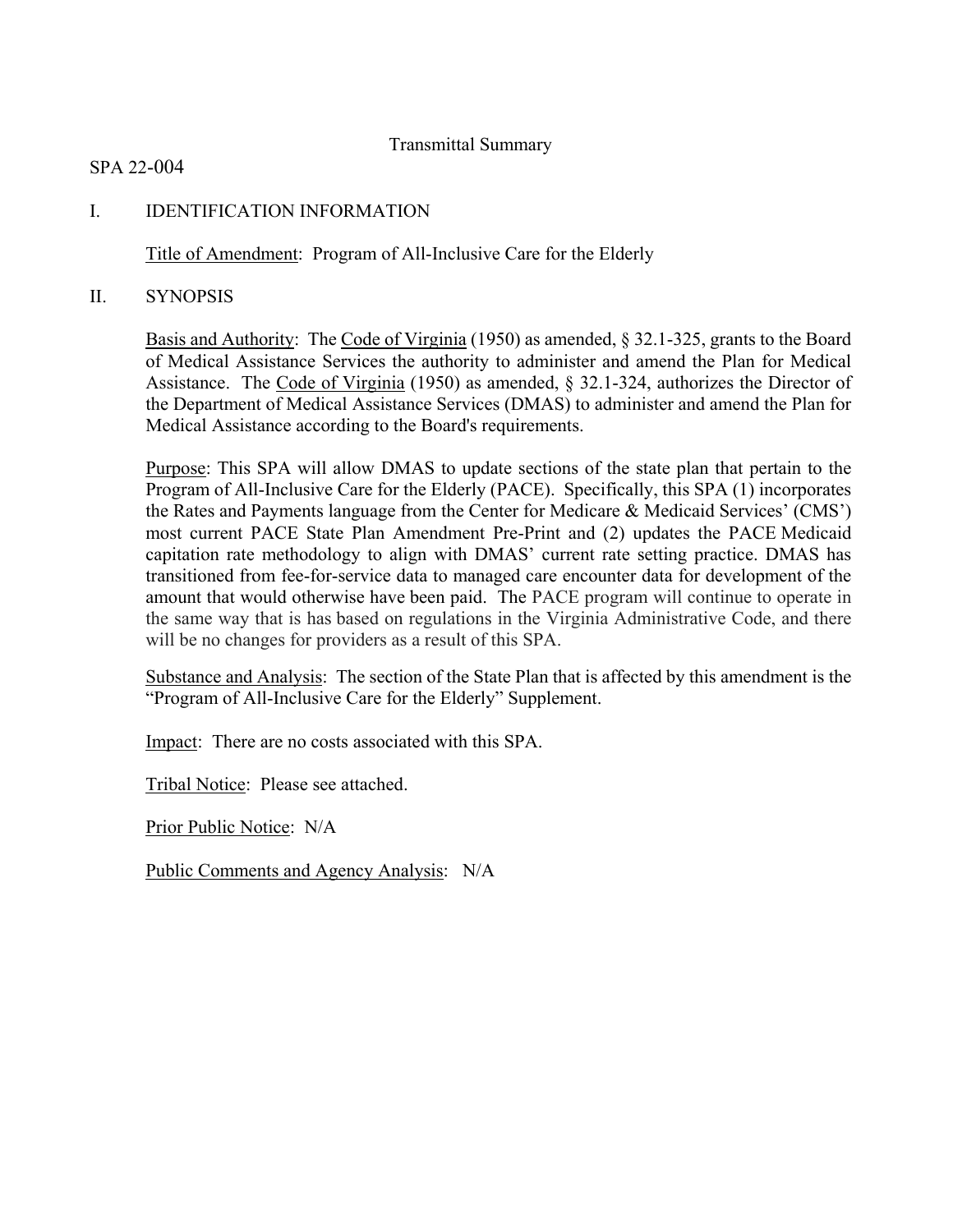Transmittal Summary

SPA 22-004

I. IDENTIFICATION INFORMATION

Title of Amendment: Program of All-Inclusive Care for the Elderly

II. SYNOPSIS

Basis and Authority: The Code of Virginia (1950) as amended, § 32.1-325, grants to the Board of Medical Assistance Services the authority to administer and amend the Plan for Medical Assistance. The Code of Virginia (1950) as amended, § 32.1-324, authorizes the Director of the Department of Medical Assistance Services (DMAS) to administer and amend the Plan for Medical Assistance according to the Board's requirements.

Purpose: This SPA will allow DMAS to update sections of the state plan that pertain to the Program of All-Inclusive Care for the Elderly (PACE). Specifically, this SPA (1) incorporates the Rates and Payments language from the Center for Medicare & Medicaid Services' (CMS') most current PACE State Plan Amendment Pre-Print and (2) updates the PACE Medicaid capitation rate methodology to align with DMAS' current rate setting practice. DMAS has transitioned from fee-for-service data to managed care encounter data for development of the amount that would otherwise have been paid. The PACE program will continue to operate in the same way that is has based on regulations in the Virginia Administrative Code, and there will be no changes for providers as a result of this SPA.

Substance and Analysis: The section of the State Plan that is affected by this amendment is the "Program of All-Inclusive Care for the Elderly" Supplement.

Impact: There are no costs associated with this SPA.

Tribal Notice: Please see attached.

Prior Public Notice: N/A

Public Comments and Agency Analysis: N/A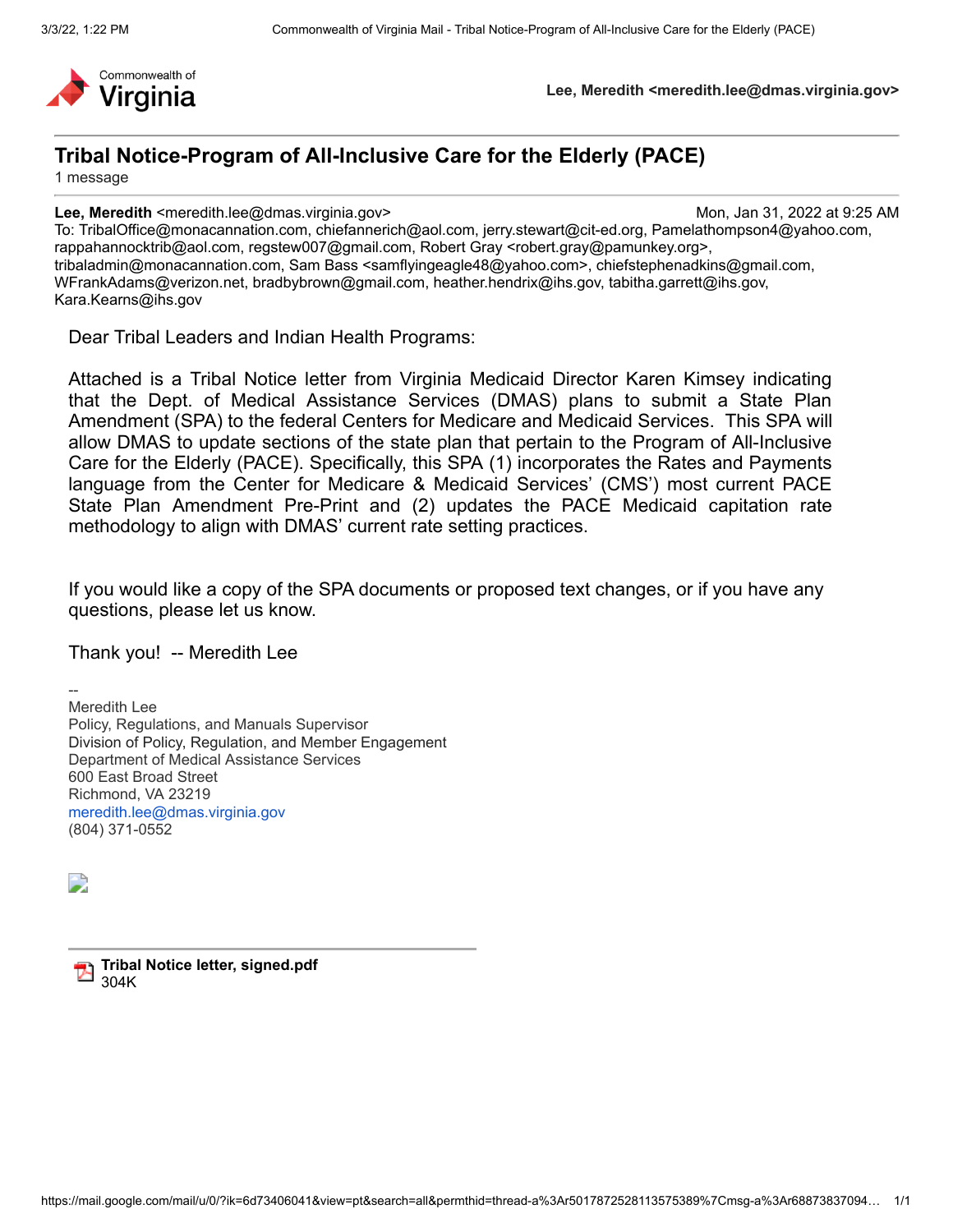Lee, Meredith <meredith.lee@dmas.virginia.gov>

# Tribal Notice-Program of All-Inclusive Care for the Elderly (PACE)

1 message

**Lee, Meredith** <meredith.lee@dmas.virginia.gov> Mon, Jan 31, 2022 at 9:25 AM
To: TribalOffice@monacannation.com, chiefannerich@aol.com, jerry.stewart@cit-ed.org, Pamelathompson4@yahoo.com, rappahannocktrib@aol.com, regstew007@gmail.com, Robert Gray <robert.gray@pamunkey.org>, tribaladmin@monacannation.com, Sam Bass <samflyingeagle48@yahoo.com>, chiefstephenadkins@gmail.com, WFrankAdams@verizon.net, bradbybrown@gmail.com, heather.hendrix@ihs.gov, tabitha.garrett@ihs.gov, Kara.Kearns@ihs.gov

Dear Tribal Leaders and Indian Health Programs:

Attached is a Tribal Notice letter from Virginia Medicaid Director Karen Kimsey indicating that the Dept. of Medical Assistance Services (DMAS) plans to submit a State Plan Amendment (SPA) to the federal Centers for Medicare and Medicaid Services. This SPA will allow DMAS to update sections of the state plan that pertain to the Program of All-Inclusive Care for the Elderly (PACE). Specifically, this SPA (1) incorporates the Rates and Payments language from the Center for Medicare & Medicaid Services' (CMS') most current PACE State Plan Amendment Pre-Print and (2) updates the PACE Medicaid capitation rate methodology to align with DMAS' current rate setting practices.

If you would like a copy of the SPA documents or proposed text changes, or if you have any questions, please let us know.

Thank you! -- Meredith Lee

--
Meredith Lee
Policy, Regulations, and Manuals Supervisor
Division of Policy, Regulation, and Member Engagement
Department of Medical Assistance Services
600 East Broad Street
Richmond, VA 23219
meredith.lee@dmas.virginia.gov
(804) 371-0552

**Tribal Notice letter, signed.pdf**
304K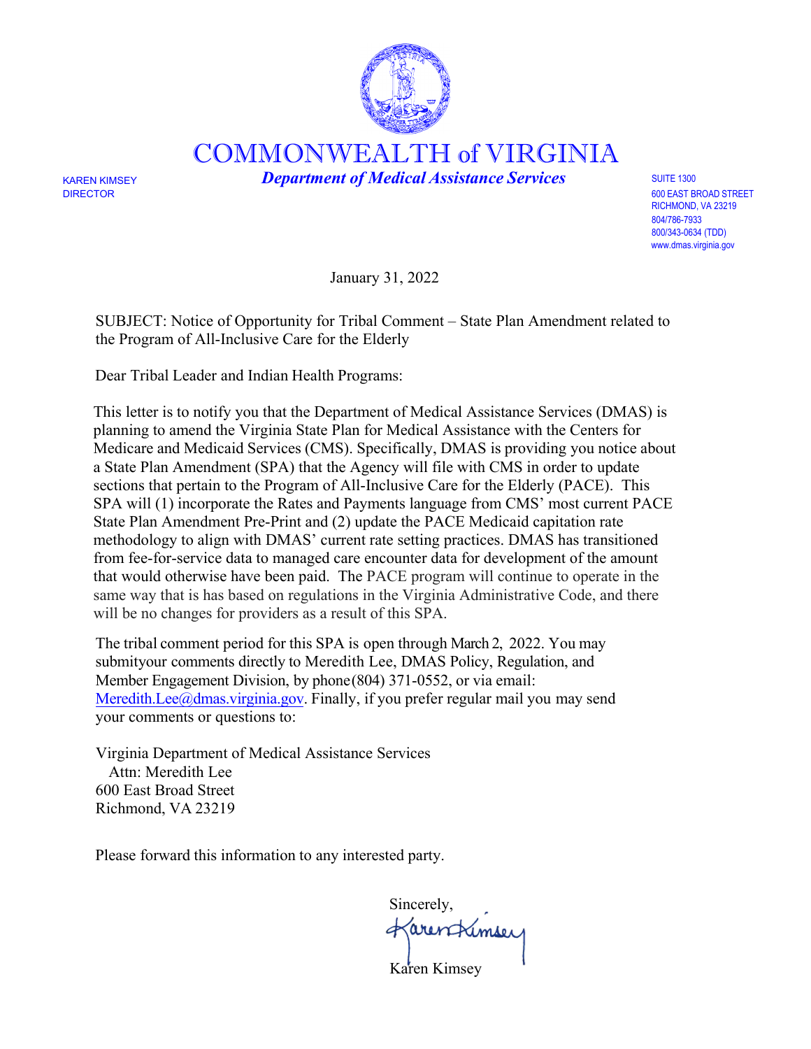# COMMONWEALTH of VIRGINIA

***Department of Medical Assistance Services***

KAREN KIMSEY
DIRECTOR

SUITE 1300
600 EAST BROAD STREET
RICHMOND, VA 23219
804/786-7933
800/343-0634 (TDD)
www.dmas.virginia.gov

January 31, 2022

SUBJECT: Notice of Opportunity for Tribal Comment – State Plan Amendment related to the Program of All-Inclusive Care for the Elderly

Dear Tribal Leader and Indian Health Programs:

This letter is to notify you that the Department of Medical Assistance Services (DMAS) is planning to amend the Virginia State Plan for Medical Assistance with the Centers for Medicare and Medicaid Services (CMS). Specifically, DMAS is providing you notice about a State Plan Amendment (SPA) that the Agency will file with CMS in order to update sections that pertain to the Program of All-Inclusive Care for the Elderly (PACE). This SPA will (1) incorporate the Rates and Payments language from CMS' most current PACE State Plan Amendment Pre-Print and (2) update the PACE Medicaid capitation rate methodology to align with DMAS' current rate setting practices. DMAS has transitioned from fee-for-service data to managed care encounter data for development of the amount that would otherwise have been paid. The PACE program will continue to operate in the same way that is has based on regulations in the Virginia Administrative Code, and there will be no changes for providers as a result of this SPA.

The tribal comment period for this SPA is open through March 2, 2022. You may submityour comments directly to Meredith Lee, DMAS Policy, Regulation, and Member Engagement Division, by phone (804) 371-0552, or via email: Meredith.Lee@dmas.virginia.gov. Finally, if you prefer regular mail you may send your comments or questions to:

Virginia Department of Medical Assistance Services
Attn: Meredith Lee
600 East Broad Street
Richmond, VA 23219

Please forward this information to any interested party.

Sincerely,

Karen Kimsey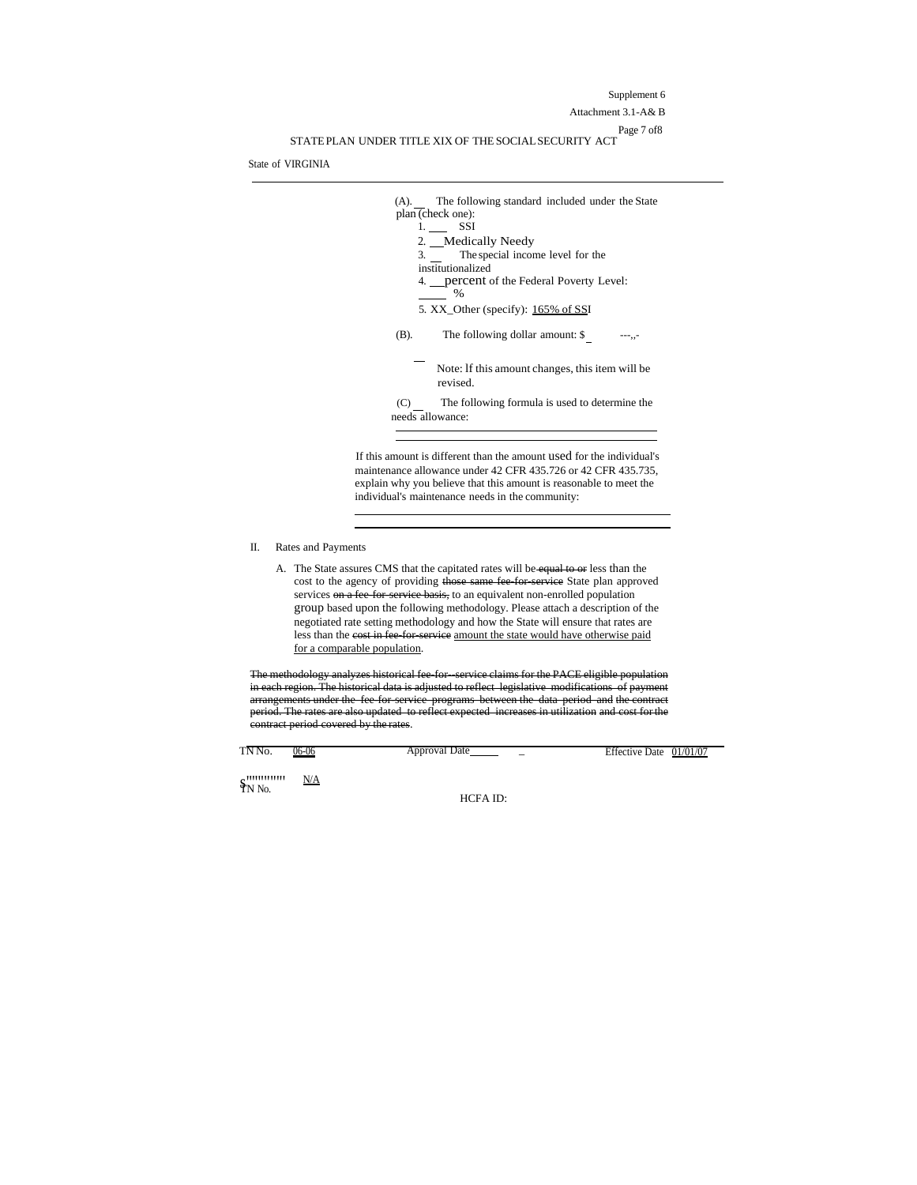STATE PLAN UNDER TITLE XIX OF THE SOCIAL SECURITY ACT

State of VIRGINIA

(A). __ The following standard included under the State plan (check one):

1. ___ SSI
2. __Medically Needy
3. __ The special income level for the institutionalized
4. __percent of the Federal Poverty Level: ____ %
5. XX_Other (specify): 165% of SSI

(B). The following dollar amount: $_ ---,,-

__

Note: If this amount changes, this item will be revised.

(C) __ The following formula is used to determine the needs allowance:

______________________________________

______________________________________

If this amount is different than the amount used for the individual's maintenance allowance under 42 CFR 435.726 or 42 CFR 435.735, explain why you believe that this amount is reasonable to meet the individual's maintenance needs in the community:

______________________________________

______________________________________

II. Rates and Payments

A. The State assures CMS that the capitated rates will be ~~equal to or~~ less than the cost to the agency of providing ~~those same fee-for-service~~ State plan approved services ~~on a fee-for-service basis,~~ to an equivalent non-enrolled population group based upon the following methodology. Please attach a description of the negotiated rate setting methodology and how the State will ensure that rates are less than the ~~cost in fee-for-service~~ amount the state would have otherwise paid for a comparable population.

~~The methodology analyzes historical fee-for--service claims for the PACE eligible population in each region. The historical data is adjusted to reflect legislative modifications of payment arrangements under the fee-for-service programs between the data period and the contract period. The rates are also updated to reflect expected increases in utilization and cost for the contract period covered by the rates.~~

TN No. 06-06 Approval Date______ _ Effective Date 01/01/07

Supersedes TN No. N/A

HCFA ID: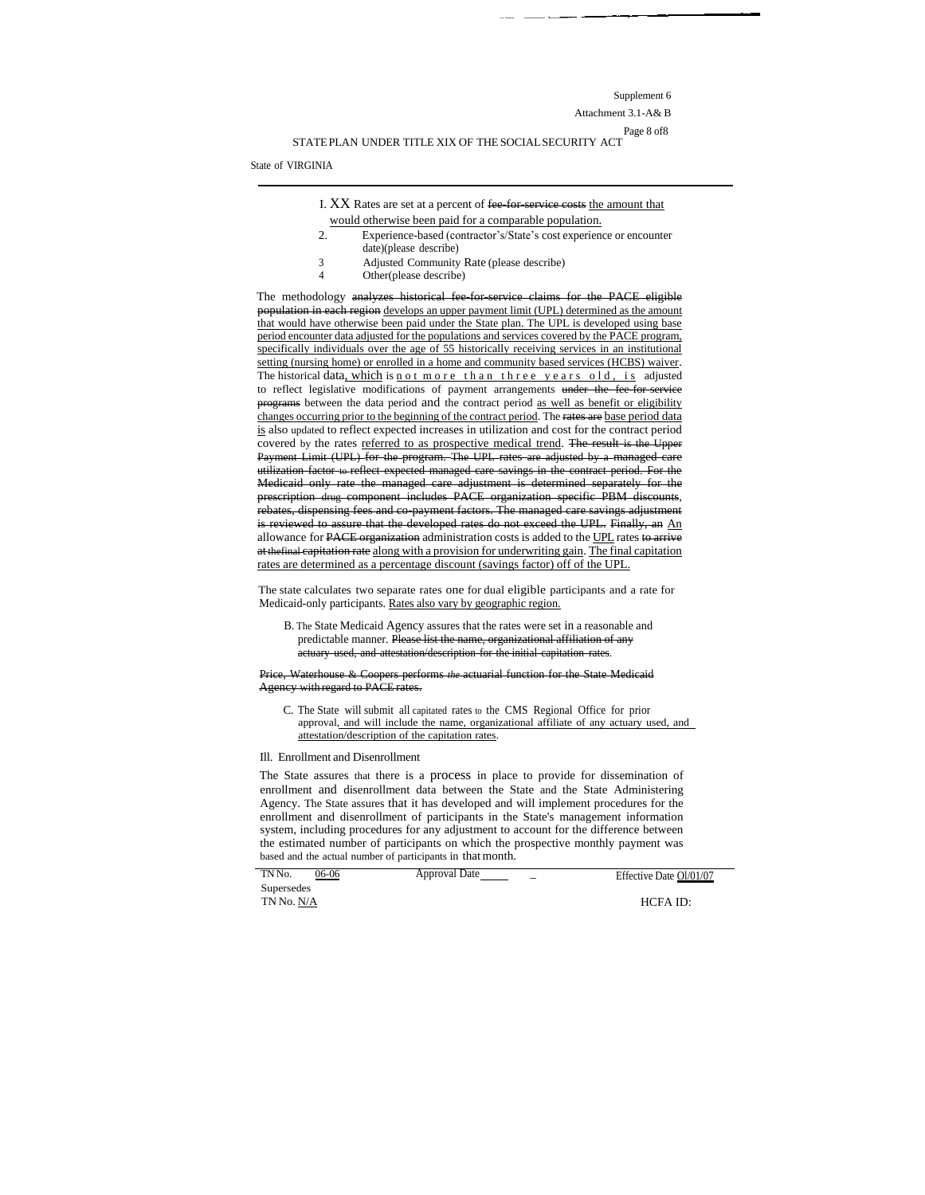STATE PLAN UNDER TITLE XIX OF THE SOCIAL SECURITY ACT

State of VIRGINIA

---

1. XX Rates are set at a percent of ~~fee-for-service costs~~ the amount that would otherwise been paid for a comparable population.
2. Experience-based (contractor's/State's cost experience or encounter date)(please describe)
3. Adjusted Community Rate (please describe)
4. Other(please describe)

The methodology ~~analyzes historical fee-for-service claims for the PACE eligible population in each region~~ develops an upper payment limit (UPL) determined as the amount that would have otherwise been paid under the State plan. The UPL is developed using base period encounter data adjusted for the populations and services covered by the PACE program, specifically individuals over the age of 55 historically receiving services in an institutional setting (nursing home) or enrolled in a home and community based services (HCBS) waiver. The historical data, which is not more than three years old, is adjusted to reflect legislative modifications of payment arrangements ~~under the fee for service programs~~ between the data period and the contract period as well as benefit or eligibility changes occurring prior to the beginning of the contract period. The ~~rates are~~ base period data is also updated to reflect expected increases in utilization and cost for the contract period covered by the rates referred to as prospective medical trend. ~~The result is the Upper Payment Limit (UPL) for the program. The UPL rates are adjusted by a managed care utilization factor to reflect expected managed care savings in the contract period. For the Medicaid only rate the managed care adjustment is determined separately for the prescription drug component includes PACE organization specific PBM discounts, rebates, dispensing fees and co-payment factors. The managed care savings adjustment is reviewed to assure that the developed rates do not exceed the UPL. Finally, an~~ An allowance for ~~PACE organization~~ administration costs is added to the UPL rates ~~to arrive at the final capitation rate~~ along with a provision for underwriting gain. The final capitation rates are determined as a percentage discount (savings factor) off of the UPL.

The state calculates two separate rates one for dual eligible participants and a rate for Medicaid-only participants. Rates also vary by geographic region.

B. The State Medicaid Agency assures that the rates were set in a reasonable and predictable manner. ~~Please list the name, organizational affiliation of any actuary used, and attestation/description for the initial capitation rates.~~

~~Price, Waterhouse & Coopers performs the actuarial function for the State Medicaid Agency with regard to PACE rates.~~

C. The State will submit all capitated rates to the CMS Regional Office for prior approval, and will include the name, organizational affiliate of any actuary used, and attestation/description of the capitation rates.

III. Enrollment and Disenrollment

The State assures that there is a process in place to provide for dissemination of enrollment and disenrollment data between the State and the State Administering Agency. The State assures that it has developed and will implement procedures for the enrollment and disenrollment of participants in the State's management information system, including procedures for any adjustment to account for the difference between the estimated number of participants on which the prospective monthly payment was based and the actual number of participants in that month.

| TN No. 06-06 | Approval Date | Effective Date 01/01/07 |
|---|---|---|
| Supersedes TN No. N/A | | HCFA ID: |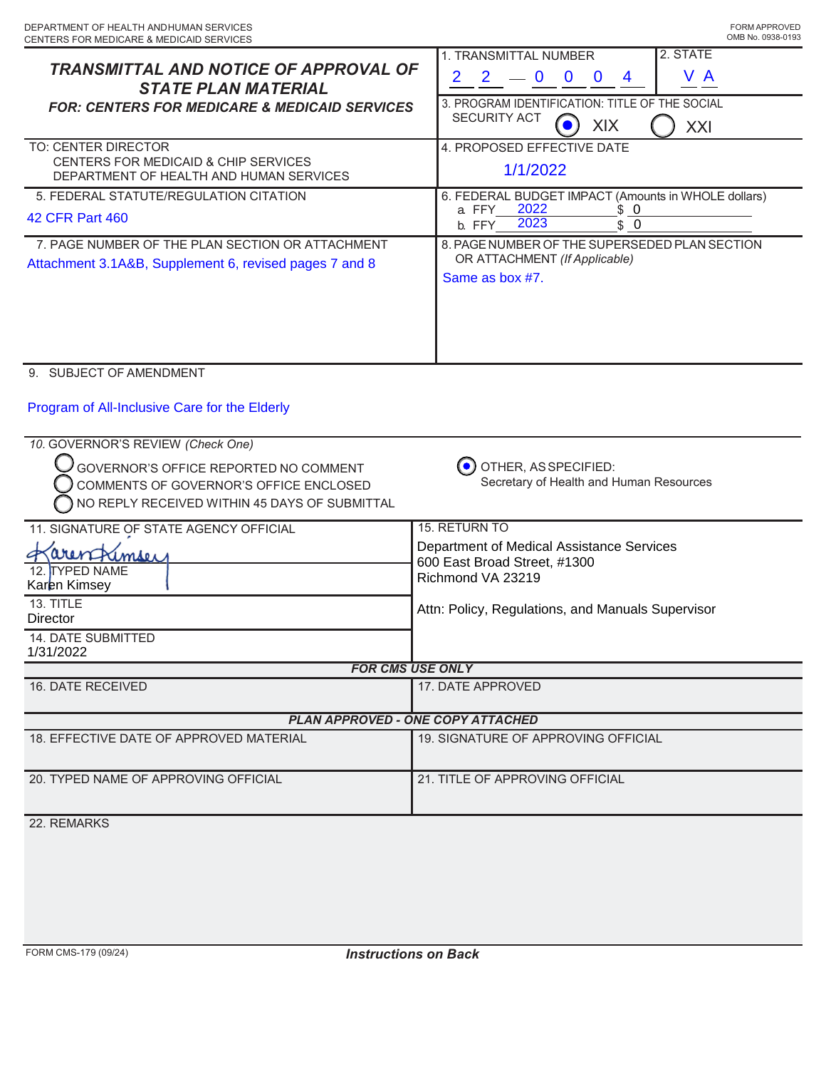DEPARTMENT OF HEALTH AND HUMAN SERVICES
CENTERS FOR MEDICARE & MEDICAID SERVICES

FORM APPROVED
OMB No. 0938-0193

# TRANSMITTAL AND NOTICE OF APPROVAL OF STATE PLAN MATERIAL

**FOR: CENTERS FOR MEDICARE & MEDICAID SERVICES**

1. TRANSMITTAL NUMBER: 22 — 004
2. STATE: VA
3. PROGRAM IDENTIFICATION: TITLE OF THE SOCIAL SECURITY ACT: (●) XIX ( ) XXI

TO: CENTER DIRECTOR
CENTERS FOR MEDICAID & CHIP SERVICES
DEPARTMENT OF HEALTH AND HUMAN SERVICES

4. PROPOSED EFFECTIVE DATE: 1/1/2022

5. FEDERAL STATUTE/REGULATION CITATION: 42 CFR Part 460

6. FEDERAL BUDGET IMPACT (Amounts in WHOLE dollars)
   a. FFY 2022 $ 0
   b. FFY 2023 $ 0

7. PAGE NUMBER OF THE PLAN SECTION OR ATTACHMENT: Attachment 3.1A&B, Supplement 6, revised pages 7 and 8

8. PAGE NUMBER OF THE SUPERSEDED PLAN SECTION OR ATTACHMENT *(If Applicable)*: Same as box #7.

9. SUBJECT OF AMENDMENT: Program of All-Inclusive Care for the Elderly

10. GOVERNOR'S REVIEW *(Check One)*
   - ( ) GOVERNOR'S OFFICE REPORTED NO COMMENT
   - ( ) COMMENTS OF GOVERNOR'S OFFICE ENCLOSED
   - ( ) NO REPLY RECEIVED WITHIN 45 DAYS OF SUBMITTAL
   - (●) OTHER, AS SPECIFIED: Secretary of Health and Human Resources

11. SIGNATURE OF STATE AGENCY OFFICIAL: Karen Kimsey (signed)

12. TYPED NAME: Karen Kimsey

13. TITLE: Director

14. DATE SUBMITTED: 1/31/2022

15. RETURN TO:
Department of Medical Assistance Services
600 East Broad Street, #1300
Richmond VA 23219

Attn: Policy, Regulations, and Manuals Supervisor

**FOR CMS USE ONLY**

16. DATE RECEIVED:

17. DATE APPROVED:

**PLAN APPROVED - ONE COPY ATTACHED**

18. EFFECTIVE DATE OF APPROVED MATERIAL:

19. SIGNATURE OF APPROVING OFFICIAL:

20. TYPED NAME OF APPROVING OFFICIAL:

21. TITLE OF APPROVING OFFICIAL:

22. REMARKS:

FORM CMS-179 (09/24)

***Instructions on Back***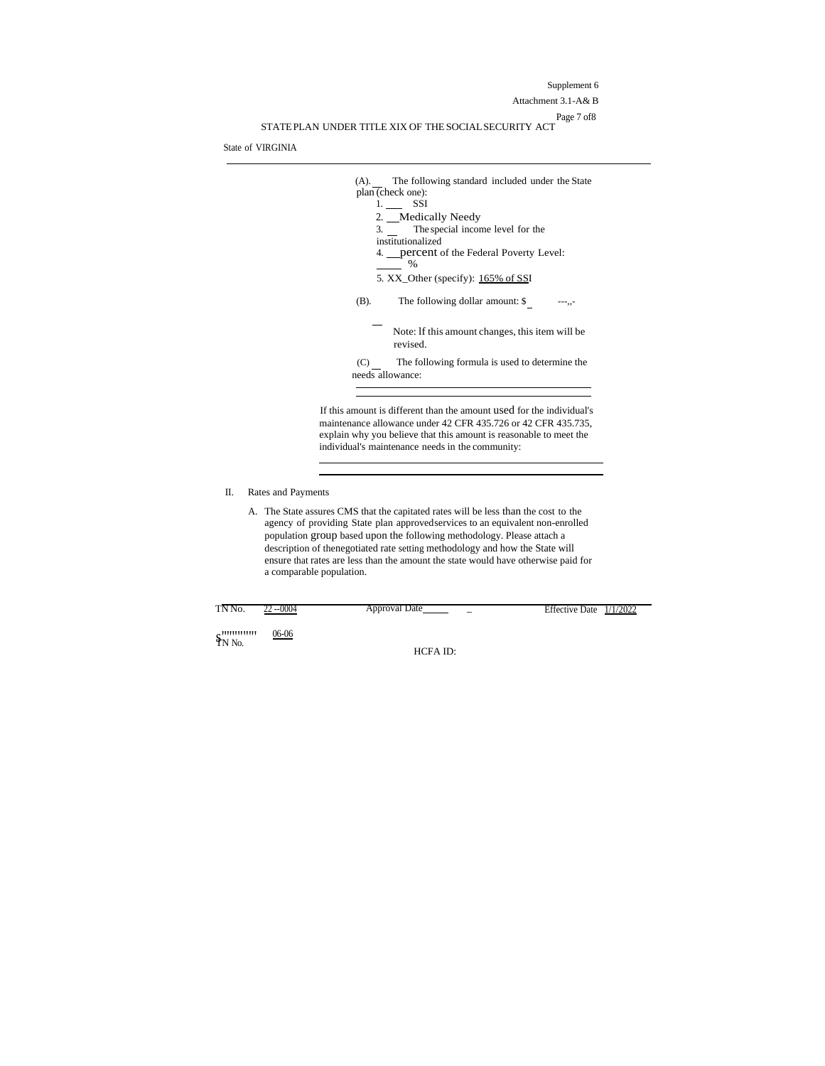STATE PLAN UNDER TITLE XIX OF THE SOCIAL SECURITY ACT

State of VIRGINIA

(A). __ The following standard included under the State plan (check one):

1. ___ SSI
2. __Medically Needy
3. __ The special income level for the institutionalized
4. __percent of the Federal Poverty Level: ____ %
5. XX_Other (specify): 165% of SSI

(B). The following dollar amount: $_ ---,,-

__ Note: If this amount changes, this item will be revised.

(C) __ The following formula is used to determine the needs allowance:

If this amount is different than the amount used for the individual's maintenance allowance under 42 CFR 435.726 or 42 CFR 435.735, explain why you believe that this amount is reasonable to meet the individual's maintenance needs in the community:

II. Rates and Payments

A. The State assures CMS that the capitated rates will be less than the cost to the agency of providing State plan approved services to an equivalent non-enrolled population group based upon the following methodology. Please attach a description of the negotiated rate setting methodology and how the State will ensure that rates are less than the amount the state would have otherwise paid for a comparable population.

TN No. 22--0004 Approval Date _____ _ Effective Date 1/1/2022

Supersedes TN No. 06-06

HCFA ID: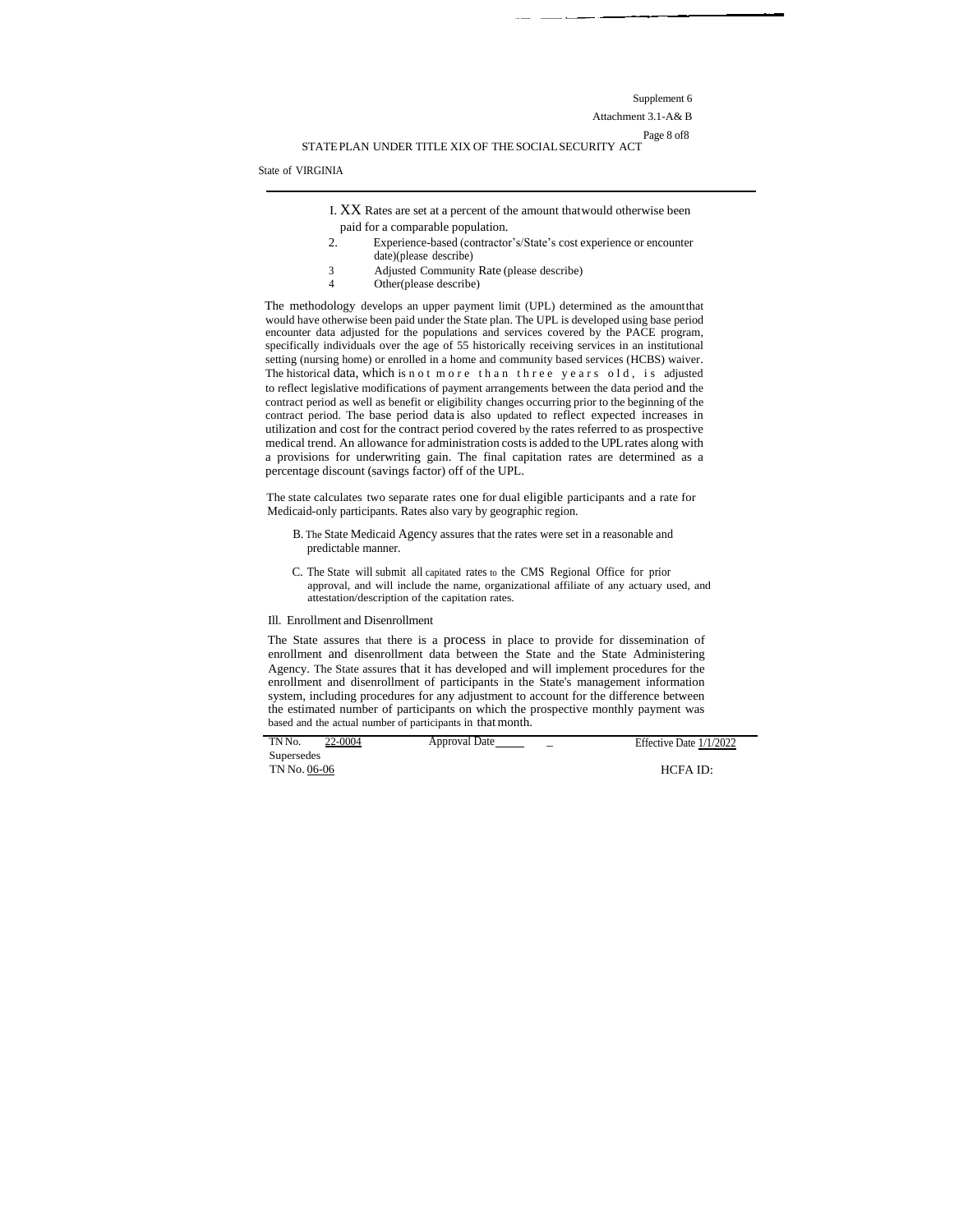Supplement 6

Attachment 3.1-A& B

STATE PLAN UNDER TITLE XIX OF THE SOCIAL SECURITY ACT

State of VIRGINIA

I. XX Rates are set at a percent of the amount that would otherwise been paid for a comparable population.

2. Experience-based (contractor's/State's cost experience or encounter date)(please describe)

3 Adjusted Community Rate (please describe)

4 Other(please describe)

The methodology develops an upper payment limit (UPL) determined as the amount that would have otherwise been paid under the State plan. The UPL is developed using base period encounter data adjusted for the populations and services covered by the PACE program, specifically individuals over the age of 55 historically receiving services in an institutional setting (nursing home) or enrolled in a home and community based services (HCBS) waiver. The historical data, which is not more than three years old, is adjusted to reflect legislative modifications of payment arrangements between the data period and the contract period as well as benefit or eligibility changes occurring prior to the beginning of the contract period. The base period data is also updated to reflect expected increases in utilization and cost for the contract period covered by the rates referred to as prospective medical trend. An allowance for administration costs is added to the UPL rates along with a provisions for underwriting gain. The final capitation rates are determined as a percentage discount (savings factor) off of the UPL.

The state calculates two separate rates one for dual eligible participants and a rate for Medicaid-only participants. Rates also vary by geographic region.

B. The State Medicaid Agency assures that the rates were set in a reasonable and predictable manner.

C. The State will submit all capitated rates to the CMS Regional Office for prior approval, and will include the name, organizational affiliate of any actuary used, and attestation/description of the capitation rates.

Ill. Enrollment and Disenrollment

The State assures that there is a process in place to provide for dissemination of enrollment and disenrollment data between the State and the State Administering Agency. The State assures that it has developed and will implement procedures for the enrollment and disenrollment of participants in the State's management information system, including procedures for any adjustment to account for the difference between the estimated number of participants on which the prospective monthly payment was based and the actual number of participants in that month.

| | | |
|---|---|---|
| TN No. 22-0004 | Approval Date _____ | Effective Date 1/1/2022 |
| Supersedes | | |
| TN No. 06-06 | | HCFA ID: |